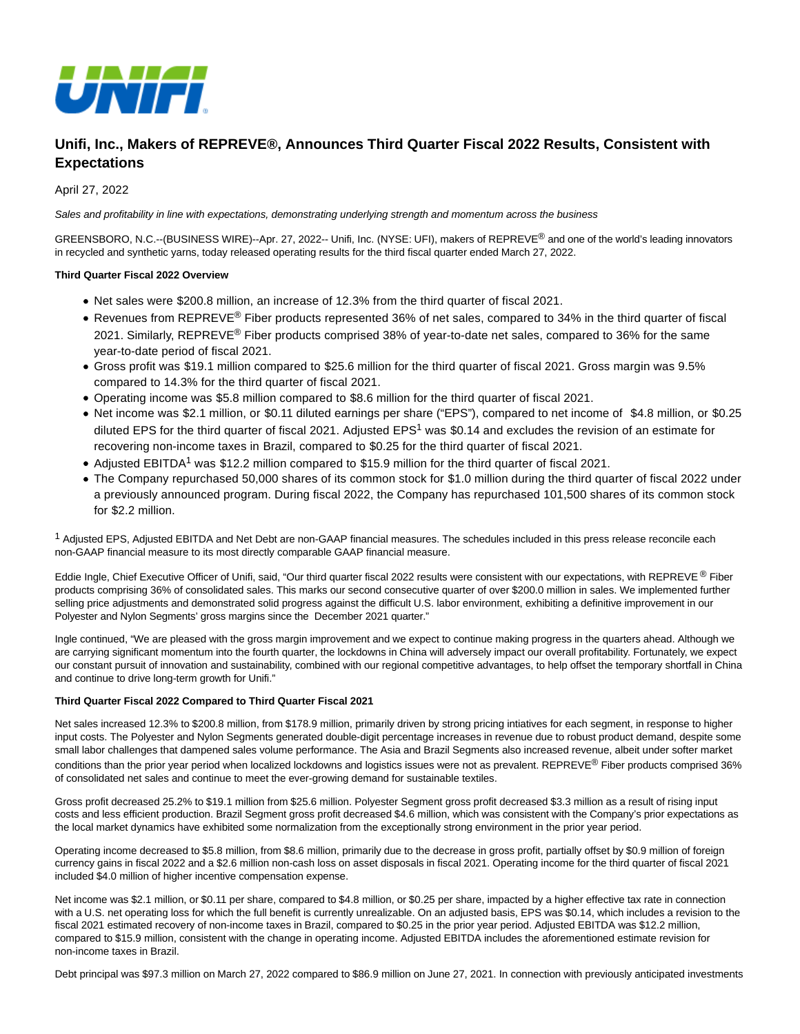# Unifi, Inc., Makers of REPREVE®, Announces Third Quarter Fiscal 2022 Results, Consistent with Expectations

April 27, 2022

*Sales and profitability in line with expectations, demonstrating underlying strength and momentum across the business*

GREENSBORO, N.C.--(BUSINESS WIRE)--Apr. 27, 2022-- Unifi, Inc. (NYSE: UFI), makers of REPREVE® and one of the world's leading innovators in recycled and synthetic yarns, today released operating results for the third fiscal quarter ended March 27, 2022.

**Third Quarter Fiscal 2022 Overview**

- Net sales were $200.8 million, an increase of 12.3% from the third quarter of fiscal 2021.
- Revenues from REPREVE® Fiber products represented 36% of net sales, compared to 34% in the third quarter of fiscal 2021. Similarly, REPREVE® Fiber products comprised 38% of year-to-date net sales, compared to 36% for the same year-to-date period of fiscal 2021.
- Gross profit was $19.1 million compared to $25.6 million for the third quarter of fiscal 2021. Gross margin was 9.5% compared to 14.3% for the third quarter of fiscal 2021.
- Operating income was $5.8 million compared to $8.6 million for the third quarter of fiscal 2021.
- Net income was $2.1 million, or $0.11 diluted earnings per share ("EPS"), compared to net income of $4.8 million, or $0.25 diluted EPS for the third quarter of fiscal 2021. Adjusted EPS[1] was $0.14 and excludes the revision of an estimate for recovering non-income taxes in Brazil, compared to $0.25 for the third quarter of fiscal 2021.
- Adjusted EBITDA[1] was $12.2 million compared to $15.9 million for the third quarter of fiscal 2021.
- The Company repurchased 50,000 shares of its common stock for $1.0 million during the third quarter of fiscal 2022 under a previously announced program. During fiscal 2022, the Company has repurchased 101,500 shares of its common stock for $2.2 million.

[1] Adjusted EPS, Adjusted EBITDA and Net Debt are non-GAAP financial measures. The schedules included in this press release reconcile each non-GAAP financial measure to its most directly comparable GAAP financial measure.

Eddie Ingle, Chief Executive Officer of Unifi, said, "Our third quarter fiscal 2022 results were consistent with our expectations, with REPREVE® Fiber products comprising 36% of consolidated sales. This marks our second consecutive quarter of over $200.0 million in sales. We implemented further selling price adjustments and demonstrated solid progress against the difficult U.S. labor environment, exhibiting a definitive improvement in our Polyester and Nylon Segments' gross margins since the December 2021 quarter."

Ingle continued, "We are pleased with the gross margin improvement and we expect to continue making progress in the quarters ahead. Although we are carrying significant momentum into the fourth quarter, the lockdowns in China will adversely impact our overall profitability. Fortunately, we expect our constant pursuit of innovation and sustainability, combined with our regional competitive advantages, to help offset the temporary shortfall in China and continue to drive long-term growth for Unifi."

**Third Quarter Fiscal 2022 Compared to Third Quarter Fiscal 2021**

Net sales increased 12.3% to $200.8 million, from $178.9 million, primarily driven by strong pricing intiatives for each segment, in response to higher input costs. The Polyester and Nylon Segments generated double-digit percentage increases in revenue due to robust product demand, despite some small labor challenges that dampened sales volume performance. The Asia and Brazil Segments also increased revenue, albeit under softer market conditions than the prior year period when localized lockdowns and logistics issues were not as prevalent. REPREVE® Fiber products comprised 36% of consolidated net sales and continue to meet the ever-growing demand for sustainable textiles.

Gross profit decreased 25.2% to $19.1 million from $25.6 million. Polyester Segment gross profit decreased $3.3 million as a result of rising input costs and less efficient production. Brazil Segment gross profit decreased $4.6 million, which was consistent with the Company's prior expectations as the local market dynamics have exhibited some normalization from the exceptionally strong environment in the prior year period.

Operating income decreased to $5.8 million, from $8.6 million, primarily due to the decrease in gross profit, partially offset by $0.9 million of foreign currency gains in fiscal 2022 and a $2.6 million non-cash loss on asset disposals in fiscal 2021. Operating income for the third quarter of fiscal 2021 included $4.0 million of higher incentive compensation expense.

Net income was $2.1 million, or $0.11 per share, compared to $4.8 million, or $0.25 per share, impacted by a higher effective tax rate in connection with a U.S. net operating loss for which the full benefit is currently unrealizable. On an adjusted basis, EPS was $0.14, which includes a revision to the fiscal 2021 estimated recovery of non-income taxes in Brazil, compared to $0.25 in the prior year period. Adjusted EBITDA was $12.2 million, compared to $15.9 million, consistent with the change in operating income. Adjusted EBITDA includes the aforementioned estimate revision for non-income taxes in Brazil.

Debt principal was $97.3 million on March 27, 2022 compared to $86.9 million on June 27, 2021. In connection with previously anticipated investments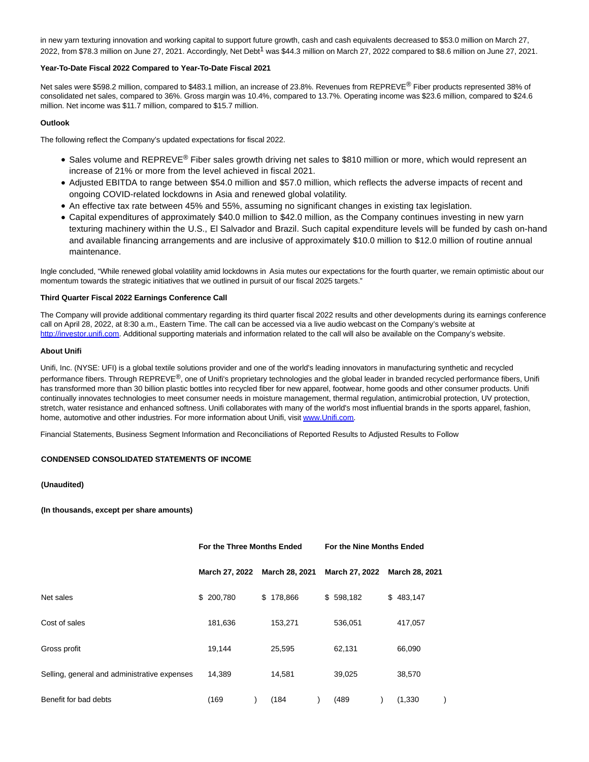in new yarn texturing innovation and working capital to support future growth, cash and cash equivalents decreased to $53.0 million on March 27, 2022, from $78.3 million on June 27, 2021. Accordingly, Net Debt[1] was $44.3 million on March 27, 2022 compared to $8.6 million on June 27, 2021.

**Year-To-Date Fiscal 2022 Compared to Year-To-Date Fiscal 2021**

Net sales were $598.2 million, compared to $483.1 million, an increase of 23.8%. Revenues from REPREVE® Fiber products represented 38% of consolidated net sales, compared to 36%. Gross margin was 10.4%, compared to 13.7%. Operating income was $23.6 million, compared to $24.6 million. Net income was $11.7 million, compared to $15.7 million.

**Outlook**

The following reflect the Company's updated expectations for fiscal 2022.

- Sales volume and REPREVE® Fiber sales growth driving net sales to $810 million or more, which would represent an increase of 21% or more from the level achieved in fiscal 2021.
- Adjusted EBITDA to range between $54.0 million and $57.0 million, which reflects the adverse impacts of recent and ongoing COVID-related lockdowns in Asia and renewed global volatility.
- An effective tax rate between 45% and 55%, assuming no significant changes in existing tax legislation.
- Capital expenditures of approximately $40.0 million to $42.0 million, as the Company continues investing in new yarn texturing machinery within the U.S., El Salvador and Brazil. Such capital expenditure levels will be funded by cash on-hand and available financing arrangements and are inclusive of approximately $10.0 million to $12.0 million of routine annual maintenance.

Ingle concluded, "While renewed global volatility amid lockdowns in Asia mutes our expectations for the fourth quarter, we remain optimistic about our momentum towards the strategic initiatives that we outlined in pursuit of our fiscal 2025 targets."

**Third Quarter Fiscal 2022 Earnings Conference Call**

The Company will provide additional commentary regarding its third quarter fiscal 2022 results and other developments during its earnings conference call on April 28, 2022, at 8:30 a.m., Eastern Time. The call can be accessed via a live audio webcast on the Company's website at http://investor.unifi.com. Additional supporting materials and information related to the call will also be available on the Company's website.

**About Unifi**

Unifi, Inc. (NYSE: UFI) is a global textile solutions provider and one of the world's leading innovators in manufacturing synthetic and recycled performance fibers. Through REPREVE®, one of Unifi's proprietary technologies and the global leader in branded recycled performance fibers, Unifi has transformed more than 30 billion plastic bottles into recycled fiber for new apparel, footwear, home goods and other consumer products. Unifi continually innovates technologies to meet consumer needs in moisture management, thermal regulation, antimicrobial protection, UV protection, stretch, water resistance and enhanced softness. Unifi collaborates with many of the world's most influential brands in the sports apparel, fashion, home, automotive and other industries. For more information about Unifi, visit www.Unifi.com.

Financial Statements, Business Segment Information and Reconciliations of Reported Results to Adjusted Results to Follow

**CONDENSED CONSOLIDATED STATEMENTS OF INCOME**

**(Unaudited)**

**(In thousands, except per share amounts)**

| | For the Three Months Ended | | For the Nine Months Ended | |
|---|---|---|---|---|
| | March 27, 2022 | March 28, 2021 | March 27, 2022 | March 28, 2021 |
| Net sales | $ 200,780 | $ 178,866 | $ 598,182 | $ 483,147 |
| Cost of sales | 181,636 | 153,271 | 536,051 | 417,057 |
| Gross profit | 19,144 | 25,595 | 62,131 | 66,090 |
| Selling, general and administrative expenses | 14,389 | 14,581 | 39,025 | 38,570 |
| Benefit for bad debts | (169) | (184) | (489) | (1,330) |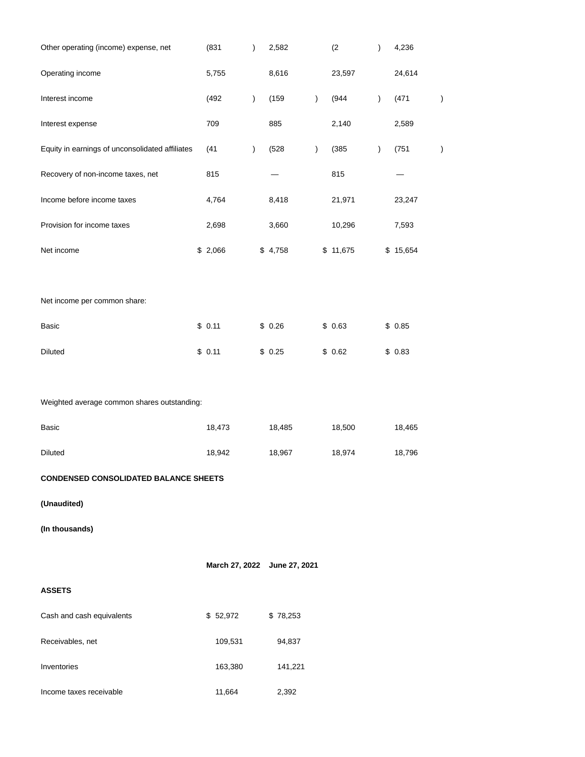| | | | | |
|---|---|---|---|---|
| Other operating (income) expense, net | (831) | 2,582 | (2) | 4,236 |
| Operating income | 5,755 | 8,616 | 23,597 | 24,614 |
| Interest income | (492) | (159) | (944) | (471) |
| Interest expense | 709 | 885 | 2,140 | 2,589 |
| Equity in earnings of unconsolidated affiliates | (41) | (528) | (385) | (751) |
| Recovery of non-income taxes, net | 815 | — | 815 | — |
| Income before income taxes | 4,764 | 8,418 | 21,971 | 23,247 |
| Provision for income taxes | 2,698 | 3,660 | 10,296 | 7,593 |
| Net income | $ 2,066 | $ 4,758 | $ 11,675 | $ 15,654 |
| | | | | |
| Net income per common share: | | | | |
| Basic | $ 0.11 | $ 0.26 | $ 0.63 | $ 0.85 |
| Diluted | $ 0.11 | $ 0.25 | $ 0.62 | $ 0.83 |
| | | | | |
| Weighted average common shares outstanding: | | | | |
| Basic | 18,473 | 18,485 | 18,500 | 18,465 |
| Diluted | 18,942 | 18,967 | 18,974 | 18,796 |

**CONDENSED CONSOLIDATED BALANCE SHEETS**

**(Unaudited)**

**(In thousands)**

| | March 27, 2022 | June 27, 2021 |
|---|---|---|
| **ASSETS** | | |
| Cash and cash equivalents | $ 52,972 | $ 78,253 |
| Receivables, net | 109,531 | 94,837 |
| Inventories | 163,380 | 141,221 |
| Income taxes receivable | 11,664 | 2,392 |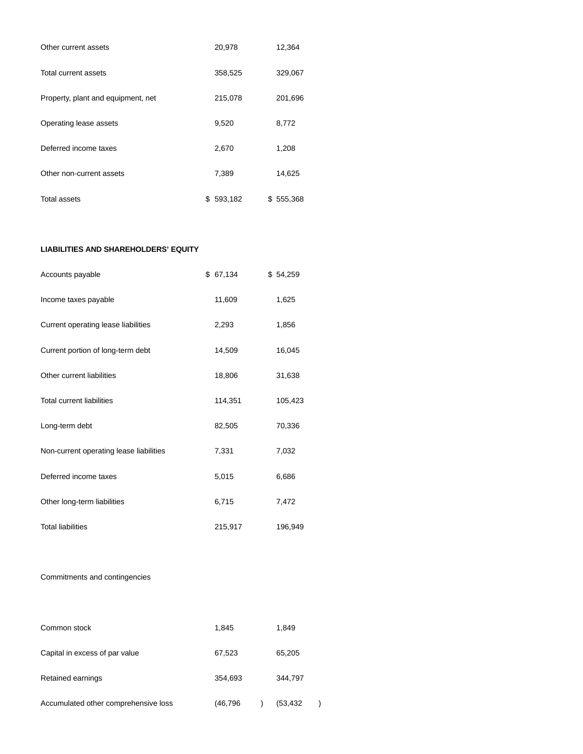| | | |
|---|---|---|
| Other current assets | 20,978 | 12,364 |
| Total current assets | 358,525 | 329,067 |
| Property, plant and equipment, net | 215,078 | 201,696 |
| Operating lease assets | 9,520 | 8,772 |
| Deferred income taxes | 2,670 | 1,208 |
| Other non-current assets | 7,389 | 14,625 |
| Total assets | $ 593,182 | $ 555,368 |
| | | |
| **LIABILITIES AND SHAREHOLDERS' EQUITY** | | |
| Accounts payable | $ 67,134 | $ 54,259 |
| Income taxes payable | 11,609 | 1,625 |
| Current operating lease liabilities | 2,293 | 1,856 |
| Current portion of long-term debt | 14,509 | 16,045 |
| Other current liabilities | 18,806 | 31,638 |
| Total current liabilities | 114,351 | 105,423 |
| Long-term debt | 82,505 | 70,336 |
| Non-current operating lease liabilities | 7,331 | 7,032 |
| Deferred income taxes | 5,015 | 6,686 |
| Other long-term liabilities | 6,715 | 7,472 |
| Total liabilities | 215,917 | 196,949 |
| | | |
| Commitments and contingencies | | |
| | | |
| Common stock | 1,845 | 1,849 |
| Capital in excess of par value | 67,523 | 65,205 |
| Retained earnings | 354,693 | 344,797 |
| Accumulated other comprehensive loss | (46,796) | (53,432) |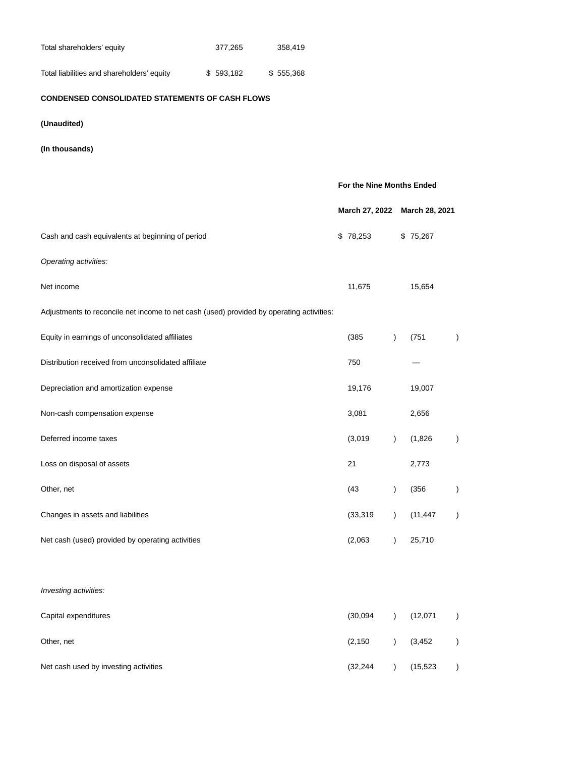| | | |
|---|---|---|
| Total shareholders’ equity | 377,265 | 358,419 |
| Total liabilities and shareholders’ equity | $ 593,182 | $ 555,368 |

**CONDENSED CONSOLIDATED STATEMENTS OF CASH FLOWS**

**(Unaudited)**

**(In thousands)**

| | For the Nine Months Ended | |
|---|---|---|
| | March 27, 2022 | March 28, 2021 |
| Cash and cash equivalents at beginning of period | $ 78,253 | $ 75,267 |
| *Operating activities:* | | |
| Net income | 11,675 | 15,654 |
| Adjustments to reconcile net income to net cash (used) provided by operating activities: | | |
| Equity in earnings of unconsolidated affiliates | (385) | (751) |
| Distribution received from unconsolidated affiliate | 750 | — |
| Depreciation and amortization expense | 19,176 | 19,007 |
| Non-cash compensation expense | 3,081 | 2,656 |
| Deferred income taxes | (3,019) | (1,826) |
| Loss on disposal of assets | 21 | 2,773 |
| Other, net | (43) | (356) |
| Changes in assets and liabilities | (33,319) | (11,447) |
| Net cash (used) provided by operating activities | (2,063) | 25,710 |
| | | |
| *Investing activities:* | | |
| Capital expenditures | (30,094) | (12,071) |
| Other, net | (2,150) | (3,452) |
| Net cash used by investing activities | (32,244) | (15,523) |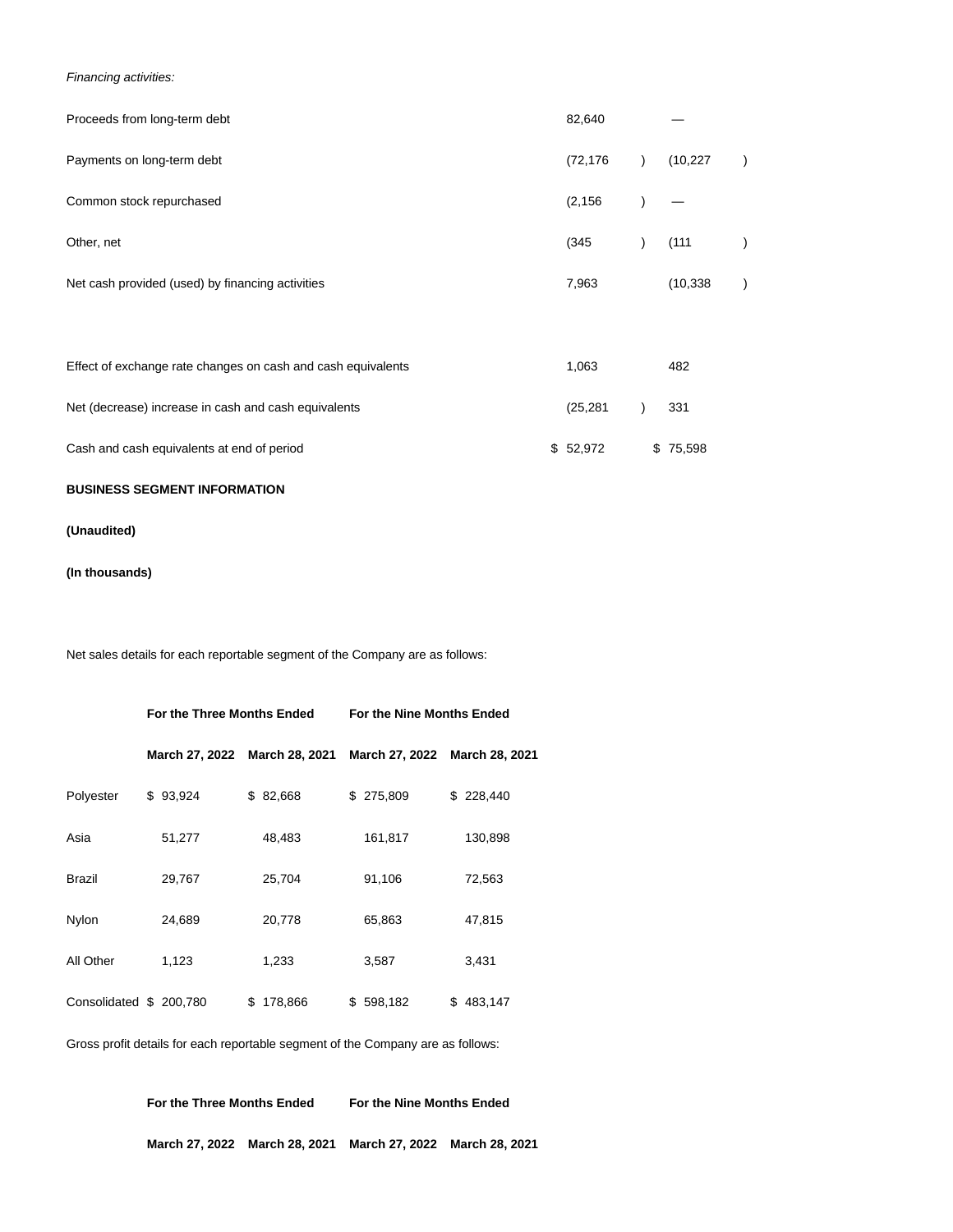*Financing activities:*

| | | |
|---|---|---|
| Proceeds from long-term debt | 82,640 | — |
| Payments on long-term debt | (72,176) | (10,227) |
| Common stock repurchased | (2,156) | — |
| Other, net | (345) | (111) |
| Net cash provided (used) by financing activities | 7,963 | (10,338) |
| | | |
| Effect of exchange rate changes on cash and cash equivalents | 1,063 | 482 |
| Net (decrease) increase in cash and cash equivalents | (25,281) | 331 |
| Cash and cash equivalents at end of period | $ 52,972 | $ 75,598 |

**BUSINESS SEGMENT INFORMATION**

**(Unaudited)**

**(In thousands)**

Net sales details for each reportable segment of the Company are as follows:

| | **For the Three Months Ended** | | **For the Nine Months Ended** | |
|---|---|---|---|---|
| | **March 27, 2022** | **March 28, 2021** | **March 27, 2022** | **March 28, 2021** |
| Polyester | $ 93,924 | $ 82,668 | $ 275,809 | $ 228,440 |
| Asia | 51,277 | 48,483 | 161,817 | 130,898 |
| Brazil | 29,767 | 25,704 | 91,106 | 72,563 |
| Nylon | 24,689 | 20,778 | 65,863 | 47,815 |
| All Other | 1,123 | 1,233 | 3,587 | 3,431 |
| Consolidated | $ 200,780 | $ 178,866 | $ 598,182 | $ 483,147 |

Gross profit details for each reportable segment of the Company are as follows:

| | **For the Three Months Ended** | | **For the Nine Months Ended** | |
|---|---|---|---|---|
| | **March 27, 2022** | **March 28, 2021** | **March 27, 2022** | **March 28, 2021** |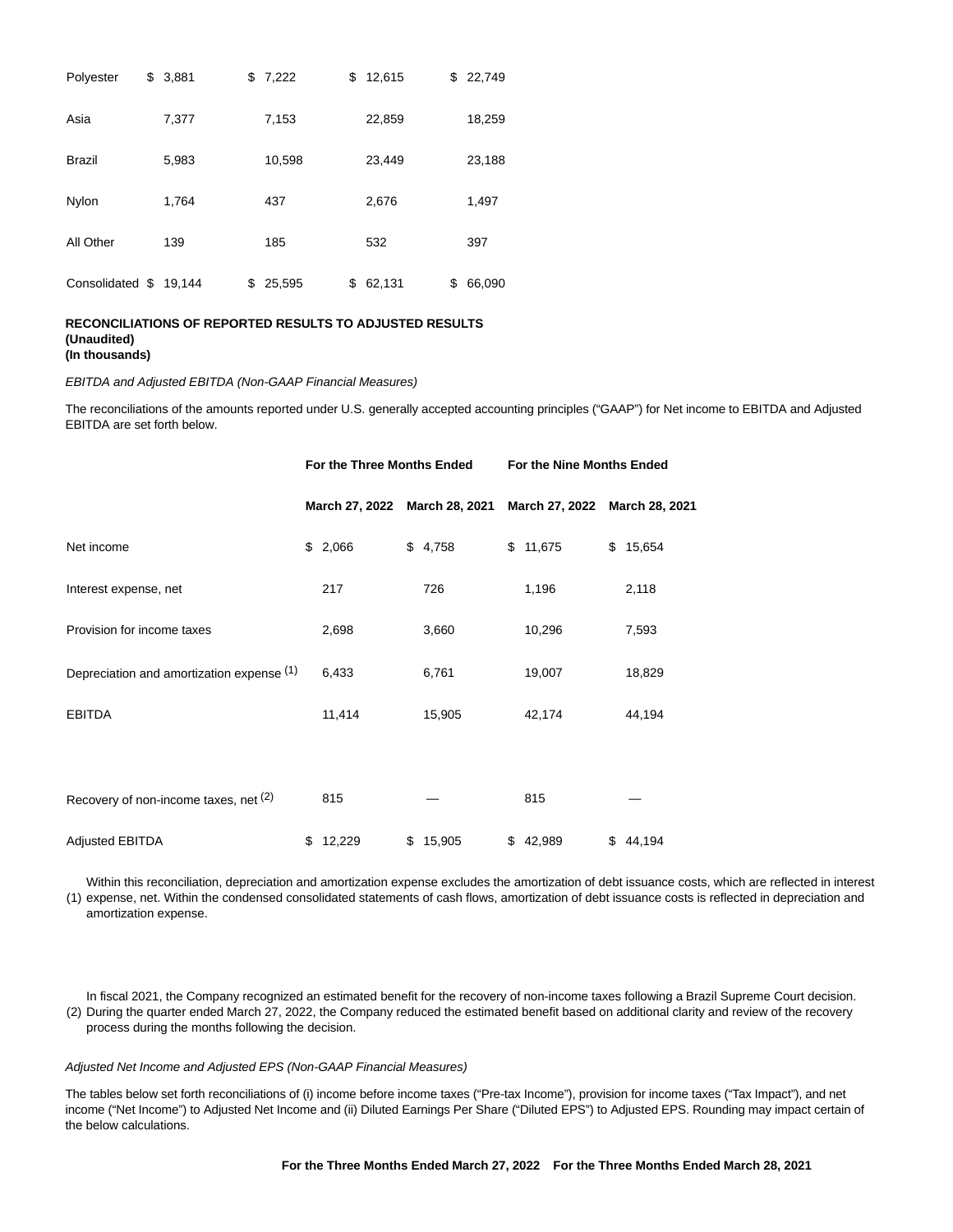| | | | | |
|---|---|---|---|---|
| Polyester | $ 3,881 | $ 7,222 | $ 12,615 | $ 22,749 |
| Asia | 7,377 | 7,153 | 22,859 | 18,259 |
| Brazil | 5,983 | 10,598 | 23,449 | 23,188 |
| Nylon | 1,764 | 437 | 2,676 | 1,497 |
| All Other | 139 | 185 | 532 | 397 |
| Consolidated | $ 19,144 | $ 25,595 | $ 62,131 | $ 66,090 |

**RECONCILIATIONS OF REPORTED RESULTS TO ADJUSTED RESULTS**
**(Unaudited)**
**(In thousands)**

*EBITDA and Adjusted EBITDA (Non-GAAP Financial Measures)*

The reconciliations of the amounts reported under U.S. generally accepted accounting principles ("GAAP") for Net income to EBITDA and Adjusted EBITDA are set forth below.

| | **For the Three Months Ended** | | **For the Nine Months Ended** | |
|---|---|---|---|---|
| | **March 27, 2022** | **March 28, 2021** | **March 27, 2022** | **March 28, 2021** |
| Net income | $ 2,066 | $ 4,758 | $ 11,675 | $ 15,654 |
| Interest expense, net | 217 | 726 | 1,196 | 2,118 |
| Provision for income taxes | 2,698 | 3,660 | 10,296 | 7,593 |
| Depreciation and amortization expense (1) | 6,433 | 6,761 | 19,007 | 18,829 |
| EBITDA | 11,414 | 15,905 | 42,174 | 44,194 |
| | | | | |
| Recovery of non-income taxes, net (2) | 815 | — | 815 | — |
| Adjusted EBITDA | $ 12,229 | $ 15,905 | $ 42,989 | $ 44,194 |

(1) Within this reconciliation, depreciation and amortization expense excludes the amortization of debt issuance costs, which are reflected in interest expense, net. Within the condensed consolidated statements of cash flows, amortization of debt issuance costs is reflected in depreciation and amortization expense.

(2) In fiscal 2021, the Company recognized an estimated benefit for the recovery of non-income taxes following a Brazil Supreme Court decision. During the quarter ended March 27, 2022, the Company reduced the estimated benefit based on additional clarity and review of the recovery process during the months following the decision.

*Adjusted Net Income and Adjusted EPS (Non-GAAP Financial Measures)*

The tables below set forth reconciliations of (i) income before income taxes ("Pre-tax Income"), provision for income taxes ("Tax Impact"), and net income ("Net Income") to Adjusted Net Income and (ii) Diluted Earnings Per Share ("Diluted EPS") to Adjusted EPS. Rounding may impact certain of the below calculations.

**For the Three Months Ended March 27, 2022** **For the Three Months Ended March 28, 2021**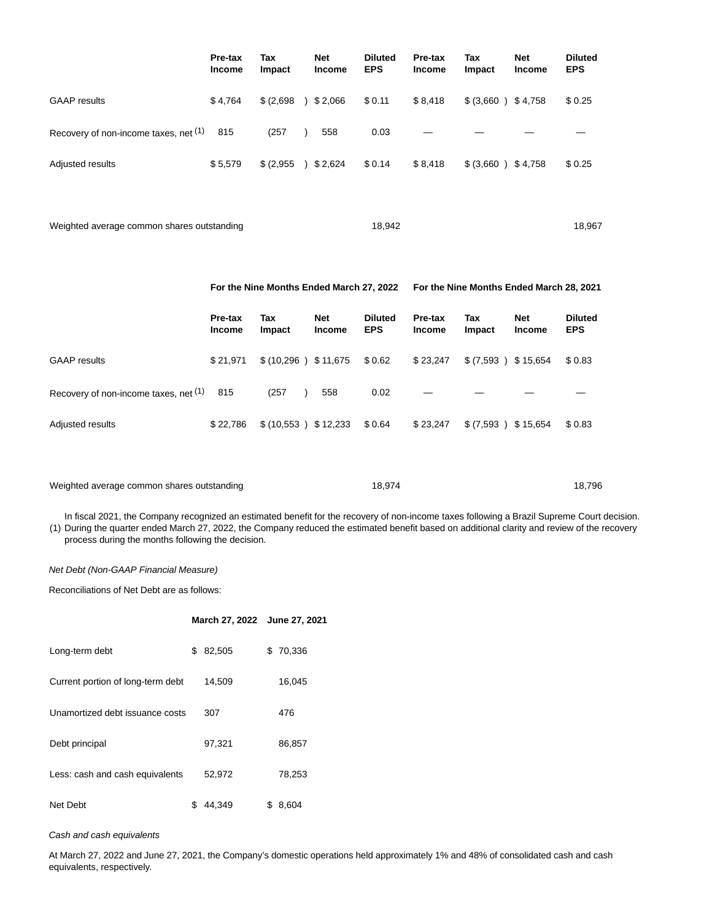| | Pre-tax Income | Tax Impact | Net Income | Diluted EPS | Pre-tax Income | Tax Impact | Net Income | Diluted EPS |
|---|---|---|---|---|---|---|---|---|
| GAAP results | $ 4,764 | $ (2,698 ) | $ 2,066 | $ 0.11 | $ 8,418 | $ (3,660 ) | $ 4,758 | $ 0.25 |
| Recovery of non-income taxes, net [(1)] | 815 | (257 ) | 558 | 0.03 | — | — | — | — |
| Adjusted results | $ 5,579 | $ (2,955 ) | $ 2,624 | $ 0.14 | $ 8,418 | $ (3,660 ) | $ 4,758 | $ 0.25 |
| | | | | | | | | |
| Weighted average common shares outstanding | | | | 18,942 | | | | 18,967 |

| | For the Nine Months Ended March 27, 2022 | | | | For the Nine Months Ended March 28, 2021 | | | |
|---|---|---|---|---|---|---|---|---|
| | Pre-tax Income | Tax Impact | Net Income | Diluted EPS | Pre-tax Income | Tax Impact | Net Income | Diluted EPS |
| GAAP results | $ 21,971 | $ (10,296 ) | $ 11,675 | $ 0.62 | $ 23,247 | $ (7,593 ) | $ 15,654 | $ 0.83 |
| Recovery of non-income taxes, net [(1)] | 815 | (257 ) | 558 | 0.02 | — | — | — | — |
| Adjusted results | $ 22,786 | $ (10,553 ) | $ 12,233 | $ 0.64 | $ 23,247 | $ (7,593 ) | $ 15,654 | $ 0.83 |
| | | | | | | | | |
| Weighted average common shares outstanding | | | | 18,974 | | | | 18,796 |

(1) In fiscal 2021, the Company recognized an estimated benefit for the recovery of non-income taxes following a Brazil Supreme Court decision. During the quarter ended March 27, 2022, the Company reduced the estimated benefit based on additional clarity and review of the recovery process during the months following the decision.

*Net Debt (Non-GAAP Financial Measure)*

Reconciliations of Net Debt are as follows:

| | March 27, 2022 | June 27, 2021 |
|---|---|---|
| Long-term debt | $ 82,505 | $ 70,336 |
| Current portion of long-term debt | 14,509 | 16,045 |
| Unamortized debt issuance costs | 307 | 476 |
| Debt principal | 97,321 | 86,857 |
| Less: cash and cash equivalents | 52,972 | 78,253 |
| Net Debt | $ 44,349 | $ 8,604 |

*Cash and cash equivalents*

At March 27, 2022 and June 27, 2021, the Company's domestic operations held approximately 1% and 48% of consolidated cash and cash equivalents, respectively.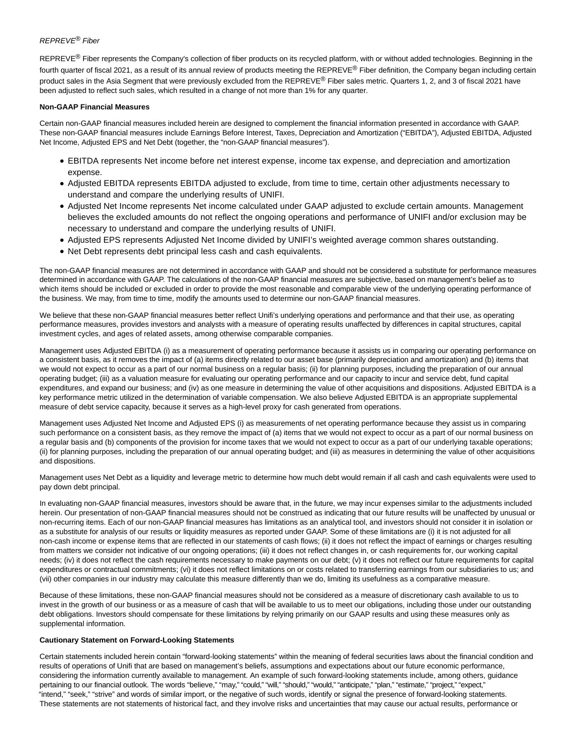*REPREVE® Fiber*

REPREVE® Fiber represents the Company's collection of fiber products on its recycled platform, with or without added technologies. Beginning in the fourth quarter of fiscal 2021, as a result of its annual review of products meeting the REPREVE® Fiber definition, the Company began including certain product sales in the Asia Segment that were previously excluded from the REPREVE® Fiber sales metric. Quarters 1, 2, and 3 of fiscal 2021 have been adjusted to reflect such sales, which resulted in a change of not more than 1% for any quarter.

**Non-GAAP Financial Measures**

Certain non-GAAP financial measures included herein are designed to complement the financial information presented in accordance with GAAP. These non-GAAP financial measures include Earnings Before Interest, Taxes, Depreciation and Amortization ("EBITDA"), Adjusted EBITDA, Adjusted Net Income, Adjusted EPS and Net Debt (together, the "non-GAAP financial measures").

- EBITDA represents Net income before net interest expense, income tax expense, and depreciation and amortization expense.
- Adjusted EBITDA represents EBITDA adjusted to exclude, from time to time, certain other adjustments necessary to understand and compare the underlying results of UNIFI.
- Adjusted Net Income represents Net income calculated under GAAP adjusted to exclude certain amounts. Management believes the excluded amounts do not reflect the ongoing operations and performance of UNIFI and/or exclusion may be necessary to understand and compare the underlying results of UNIFI.
- Adjusted EPS represents Adjusted Net Income divided by UNIFI's weighted average common shares outstanding.
- Net Debt represents debt principal less cash and cash equivalents.

The non-GAAP financial measures are not determined in accordance with GAAP and should not be considered a substitute for performance measures determined in accordance with GAAP. The calculations of the non-GAAP financial measures are subjective, based on management's belief as to which items should be included or excluded in order to provide the most reasonable and comparable view of the underlying operating performance of the business. We may, from time to time, modify the amounts used to determine our non-GAAP financial measures.

We believe that these non-GAAP financial measures better reflect Unifi's underlying operations and performance and that their use, as operating performance measures, provides investors and analysts with a measure of operating results unaffected by differences in capital structures, capital investment cycles, and ages of related assets, among otherwise comparable companies.

Management uses Adjusted EBITDA (i) as a measurement of operating performance because it assists us in comparing our operating performance on a consistent basis, as it removes the impact of (a) items directly related to our asset base (primarily depreciation and amortization) and (b) items that we would not expect to occur as a part of our normal business on a regular basis; (ii) for planning purposes, including the preparation of our annual operating budget; (iii) as a valuation measure for evaluating our operating performance and our capacity to incur and service debt, fund capital expenditures, and expand our business; and (iv) as one measure in determining the value of other acquisitions and dispositions. Adjusted EBITDA is a key performance metric utilized in the determination of variable compensation. We also believe Adjusted EBITDA is an appropriate supplemental measure of debt service capacity, because it serves as a high-level proxy for cash generated from operations.

Management uses Adjusted Net Income and Adjusted EPS (i) as measurements of net operating performance because they assist us in comparing such performance on a consistent basis, as they remove the impact of (a) items that we would not expect to occur as a part of our normal business on a regular basis and (b) components of the provision for income taxes that we would not expect to occur as a part of our underlying taxable operations; (ii) for planning purposes, including the preparation of our annual operating budget; and (iii) as measures in determining the value of other acquisitions and dispositions.

Management uses Net Debt as a liquidity and leverage metric to determine how much debt would remain if all cash and cash equivalents were used to pay down debt principal.

In evaluating non-GAAP financial measures, investors should be aware that, in the future, we may incur expenses similar to the adjustments included herein. Our presentation of non-GAAP financial measures should not be construed as indicating that our future results will be unaffected by unusual or non-recurring items. Each of our non-GAAP financial measures has limitations as an analytical tool, and investors should not consider it in isolation or as a substitute for analysis of our results or liquidity measures as reported under GAAP. Some of these limitations are (i) it is not adjusted for all non-cash income or expense items that are reflected in our statements of cash flows; (ii) it does not reflect the impact of earnings or charges resulting from matters we consider not indicative of our ongoing operations; (iii) it does not reflect changes in, or cash requirements for, our working capital needs; (iv) it does not reflect the cash requirements necessary to make payments on our debt; (v) it does not reflect our future requirements for capital expenditures or contractual commitments; (vi) it does not reflect limitations on or costs related to transferring earnings from our subsidiaries to us; and (vii) other companies in our industry may calculate this measure differently than we do, limiting its usefulness as a comparative measure.

Because of these limitations, these non-GAAP financial measures should not be considered as a measure of discretionary cash available to us to invest in the growth of our business or as a measure of cash that will be available to us to meet our obligations, including those under our outstanding debt obligations. Investors should compensate for these limitations by relying primarily on our GAAP results and using these measures only as supplemental information.

**Cautionary Statement on Forward-Looking Statements**

Certain statements included herein contain "forward-looking statements" within the meaning of federal securities laws about the financial condition and results of operations of Unifi that are based on management's beliefs, assumptions and expectations about our future economic performance, considering the information currently available to management. An example of such forward-looking statements include, among others, guidance pertaining to our financial outlook. The words "believe," "may," "could," "will," "should," "would," "anticipate," "plan," "estimate," "project," "expect," "intend," "seek," "strive" and words of similar import, or the negative of such words, identify or signal the presence of forward-looking statements. These statements are not statements of historical fact, and they involve risks and uncertainties that may cause our actual results, performance or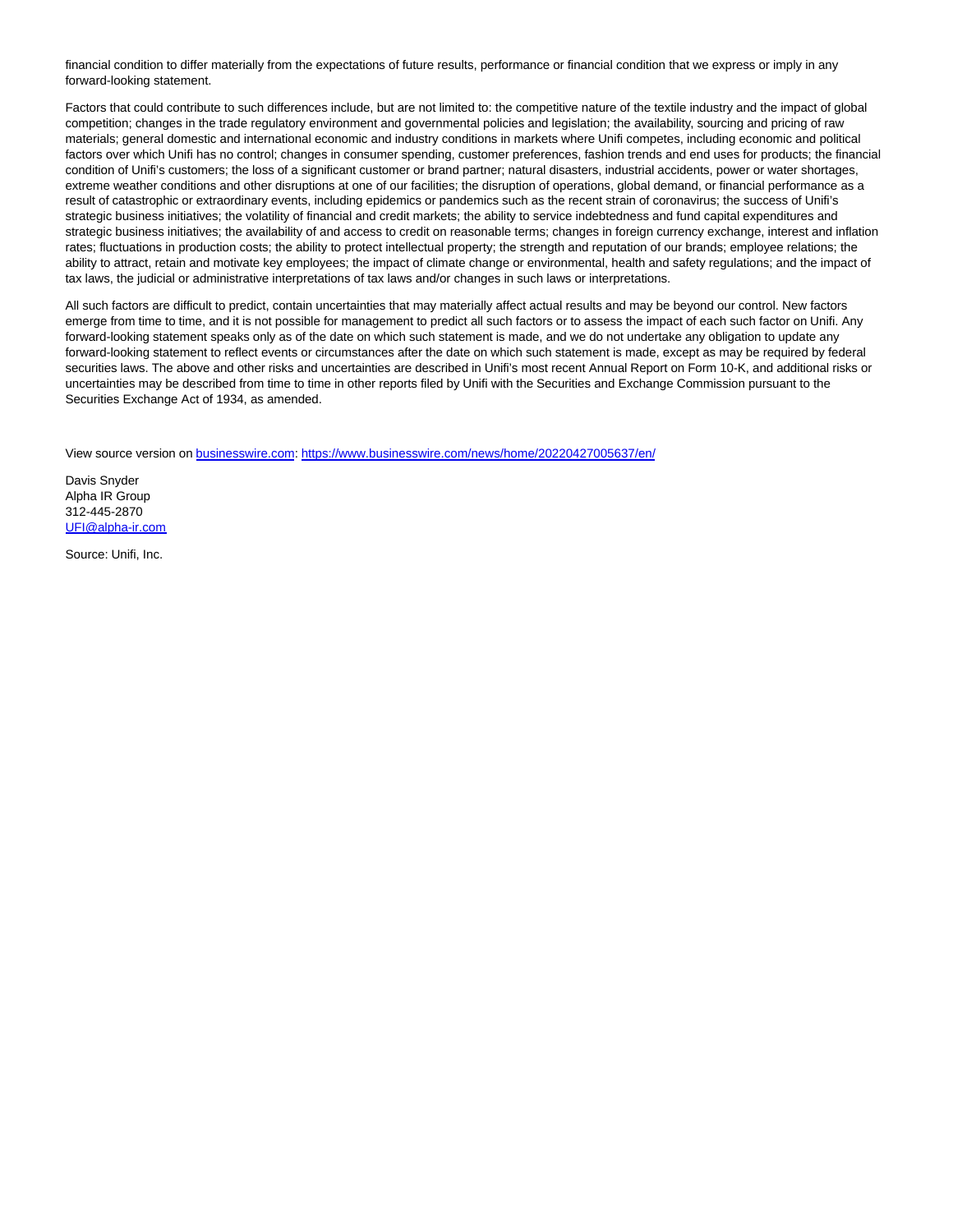financial condition to differ materially from the expectations of future results, performance or financial condition that we express or imply in any forward-looking statement.

Factors that could contribute to such differences include, but are not limited to: the competitive nature of the textile industry and the impact of global competition; changes in the trade regulatory environment and governmental policies and legislation; the availability, sourcing and pricing of raw materials; general domestic and international economic and industry conditions in markets where Unifi competes, including economic and political factors over which Unifi has no control; changes in consumer spending, customer preferences, fashion trends and end uses for products; the financial condition of Unifi's customers; the loss of a significant customer or brand partner; natural disasters, industrial accidents, power or water shortages, extreme weather conditions and other disruptions at one of our facilities; the disruption of operations, global demand, or financial performance as a result of catastrophic or extraordinary events, including epidemics or pandemics such as the recent strain of coronavirus; the success of Unifi's strategic business initiatives; the volatility of financial and credit markets; the ability to service indebtedness and fund capital expenditures and strategic business initiatives; the availability of and access to credit on reasonable terms; changes in foreign currency exchange, interest and inflation rates; fluctuations in production costs; the ability to protect intellectual property; the strength and reputation of our brands; employee relations; the ability to attract, retain and motivate key employees; the impact of climate change or environmental, health and safety regulations; and the impact of tax laws, the judicial or administrative interpretations of tax laws and/or changes in such laws or interpretations.

All such factors are difficult to predict, contain uncertainties that may materially affect actual results and may be beyond our control. New factors emerge from time to time, and it is not possible for management to predict all such factors or to assess the impact of each such factor on Unifi. Any forward-looking statement speaks only as of the date on which such statement is made, and we do not undertake any obligation to update any forward-looking statement to reflect events or circumstances after the date on which such statement is made, except as may be required by federal securities laws. The above and other risks and uncertainties are described in Unifi's most recent Annual Report on Form 10-K, and additional risks or uncertainties may be described from time to time in other reports filed by Unifi with the Securities and Exchange Commission pursuant to the Securities Exchange Act of 1934, as amended.

View source version on businesswire.com: https://www.businesswire.com/news/home/20220427005637/en/

Davis Snyder
Alpha IR Group
312-445-2870
UFI@alpha-ir.com

Source: Unifi, Inc.